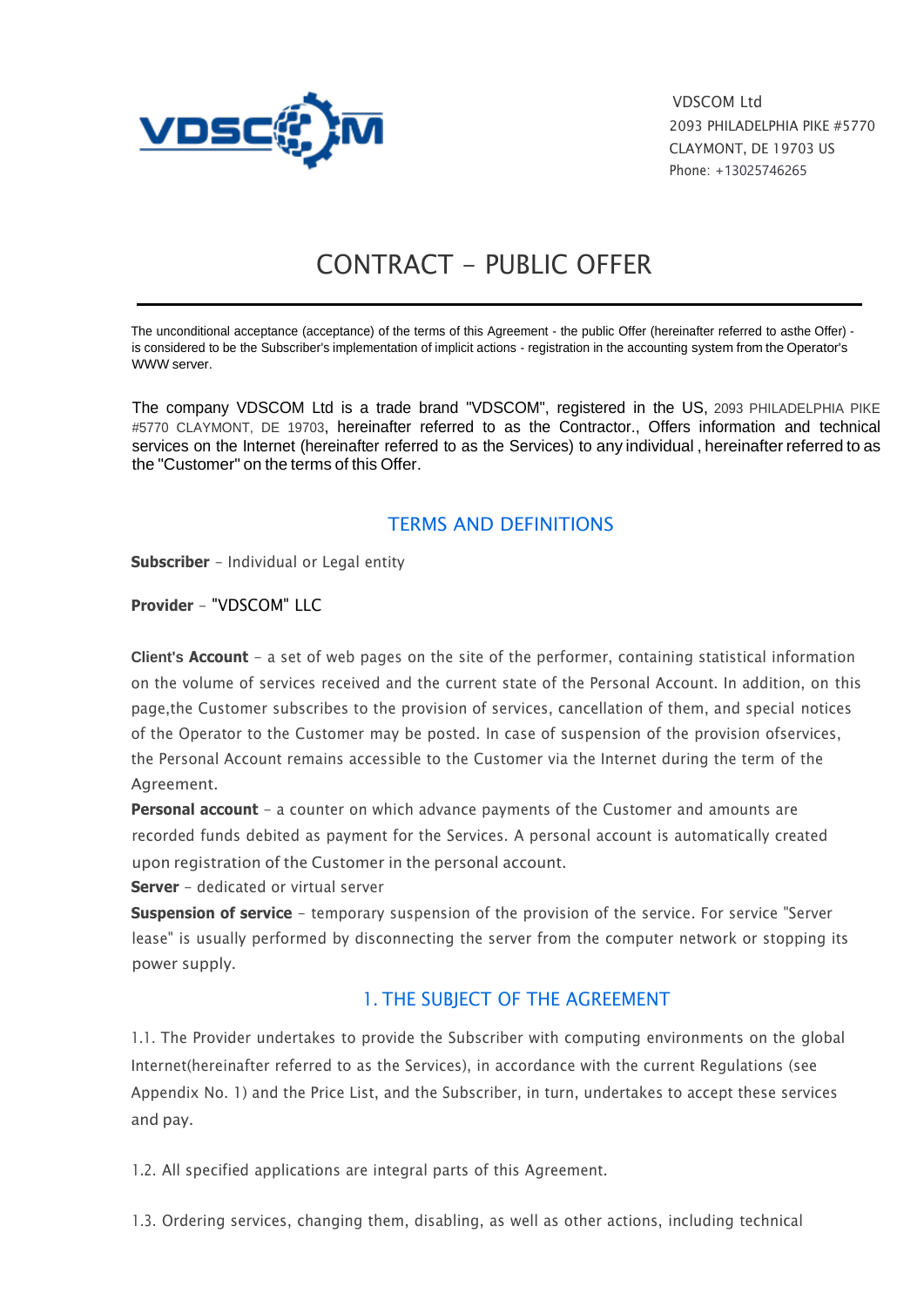VDSCOM Ltd
2093 PHILADELPHIA PIKE #5770
CLAYMONT, DE 19703 US
Phone: +13025746265

# CONTRACT - PUBLIC OFFER

The unconditional acceptance (acceptance) of the terms of this Agreement - the public Offer (hereinafter referred to asthe Offer) - is considered to be the Subscriber's implementation of implicit actions - registration in the accounting system from the Operator's WWW server.

The company VDSCOM Ltd is a trade brand "VDSCOM", registered in the US, 2093 PHILADELPHIA PIKE #5770 CLAYMONT, DE 19703, hereinafter referred to as the Contractor., Offers information and technical services on the Internet (hereinafter referred to as the Services) to any individual , hereinafter referred to as the "Customer" on the terms of this Offer.

## TERMS AND DEFINITIONS

**Subscriber** - Individual or Legal entity

**Provider** - "VDSCOM" LLC

**Client's Account** - a set of web pages on the site of the performer, containing statistical information on the volume of services received and the current state of the Personal Account. In addition, on this page,the Customer subscribes to the provision of services, cancellation of them, and special notices of the Operator to the Customer may be posted. In case of suspension of the provision ofservices, the Personal Account remains accessible to the Customer via the Internet during the term of the Agreement.

**Personal account** - a counter on which advance payments of the Customer and amounts are recorded funds debited as payment for the Services. A personal account is automatically created upon registration of the Customer in the personal account.

**Server** - dedicated or virtual server

**Suspension of service** - temporary suspension of the provision of the service. For service "Server lease" is usually performed by disconnecting the server from the computer network or stopping its power supply.

## 1. THE SUBJECT OF THE AGREEMENT

1.1. The Provider undertakes to provide the Subscriber with computing environments on the global Internet(hereinafter referred to as the Services), in accordance with the current Regulations (see Appendix No. 1) and the Price List, and the Subscriber, in turn, undertakes to accept these services and pay.

1.2. All specified applications are integral parts of this Agreement.

1.3. Ordering services, changing them, disabling, as well as other actions, including technical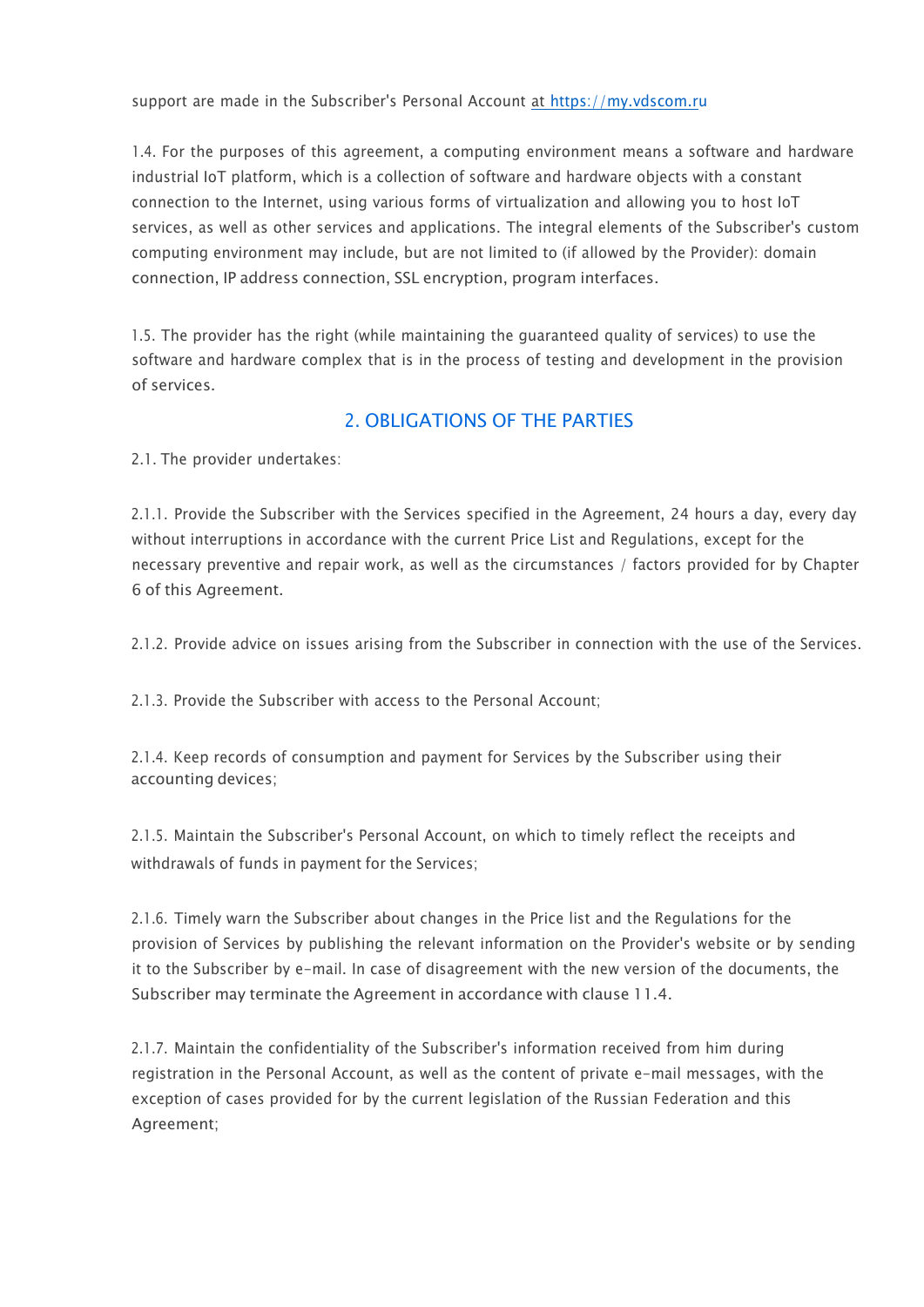support are made in the Subscriber's Personal Account at https://my.vdscom.ru

1.4. For the purposes of this agreement, a computing environment means a software and hardware industrial IoT platform, which is a collection of software and hardware objects with a constant connection to the Internet, using various forms of virtualization and allowing you to host IoT services, as well as other services and applications. The integral elements of the Subscriber's custom computing environment may include, but are not limited to (if allowed by the Provider): domain connection, IP address connection, SSL encryption, program interfaces.

1.5. The provider has the right (while maintaining the guaranteed quality of services) to use the software and hardware complex that is in the process of testing and development in the provision of services.

## 2. OBLIGATIONS OF THE PARTIES

2.1. The provider undertakes:

2.1.1. Provide the Subscriber with the Services specified in the Agreement, 24 hours a day, every day without interruptions in accordance with the current Price List and Regulations, except for the necessary preventive and repair work, as well as the circumstances / factors provided for by Chapter 6 of this Agreement.

2.1.2. Provide advice on issues arising from the Subscriber in connection with the use of the Services.

2.1.3. Provide the Subscriber with access to the Personal Account;

2.1.4. Keep records of consumption and payment for Services by the Subscriber using their accounting devices;

2.1.5. Maintain the Subscriber's Personal Account, on which to timely reflect the receipts and withdrawals of funds in payment for the Services;

2.1.6. Timely warn the Subscriber about changes in the Price list and the Regulations for the provision of Services by publishing the relevant information on the Provider's website or by sending it to the Subscriber by e-mail. In case of disagreement with the new version of the documents, the Subscriber may terminate the Agreement in accordance with clause 11.4.

2.1.7. Maintain the confidentiality of the Subscriber's information received from him during registration in the Personal Account, as well as the content of private e-mail messages, with the exception of cases provided for by the current legislation of the Russian Federation and this Agreement;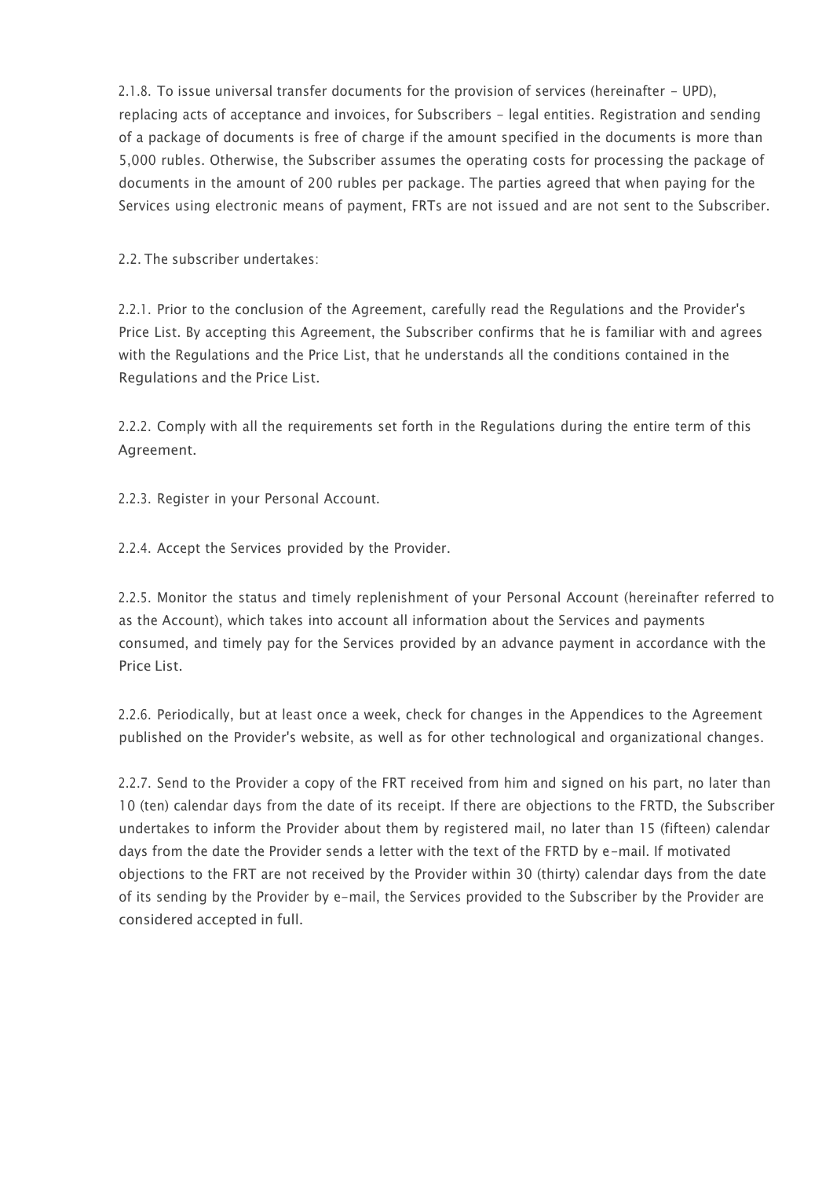2.1.8. To issue universal transfer documents for the provision of services (hereinafter - UPD), replacing acts of acceptance and invoices, for Subscribers - legal entities. Registration and sending of a package of documents is free of charge if the amount specified in the documents is more than 5,000 rubles. Otherwise, the Subscriber assumes the operating costs for processing the package of documents in the amount of 200 rubles per package. The parties agreed that when paying for the Services using electronic means of payment, FRTs are not issued and are not sent to the Subscriber.

2.2. The subscriber undertakes:

2.2.1. Prior to the conclusion of the Agreement, carefully read the Regulations and the Provider's Price List. By accepting this Agreement, the Subscriber confirms that he is familiar with and agrees with the Regulations and the Price List, that he understands all the conditions contained in the Regulations and the Price List.

2.2.2. Comply with all the requirements set forth in the Regulations during the entire term of this Agreement.

2.2.3. Register in your Personal Account.

2.2.4. Accept the Services provided by the Provider.

2.2.5. Monitor the status and timely replenishment of your Personal Account (hereinafter referred to as the Account), which takes into account all information about the Services and payments consumed, and timely pay for the Services provided by an advance payment in accordance with the Price List.

2.2.6. Periodically, but at least once a week, check for changes in the Appendices to the Agreement published on the Provider's website, as well as for other technological and organizational changes.

2.2.7. Send to the Provider a copy of the FRT received from him and signed on his part, no later than 10 (ten) calendar days from the date of its receipt. If there are objections to the FRTD, the Subscriber undertakes to inform the Provider about them by registered mail, no later than 15 (fifteen) calendar days from the date the Provider sends a letter with the text of the FRTD by e-mail. If motivated objections to the FRT are not received by the Provider within 30 (thirty) calendar days from the date of its sending by the Provider by e-mail, the Services provided to the Subscriber by the Provider are considered accepted in full.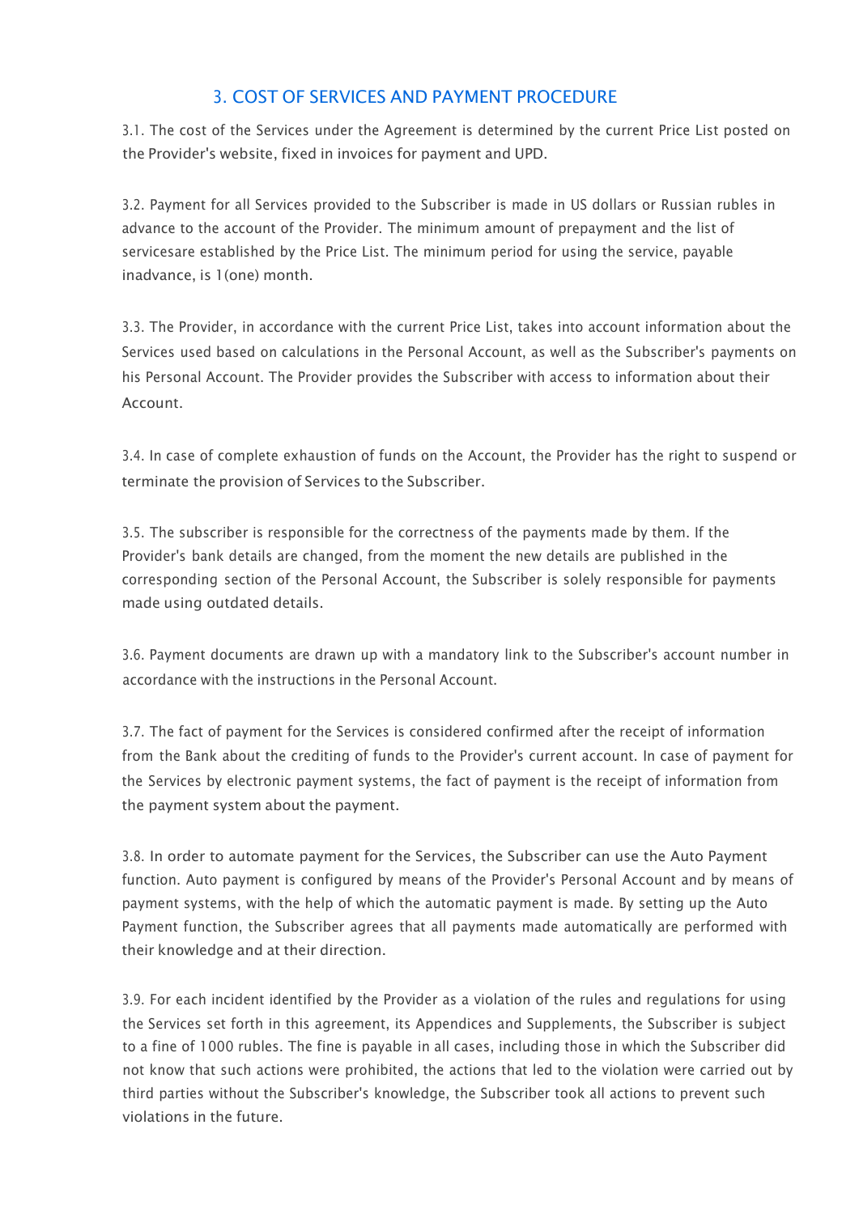## 3. COST OF SERVICES AND PAYMENT PROCEDURE

3.1. The cost of the Services under the Agreement is determined by the current Price List posted on the Provider's website, fixed in invoices for payment and UPD.

3.2. Payment for all Services provided to the Subscriber is made in US dollars or Russian rubles in advance to the account of the Provider. The minimum amount of prepayment and the list of servicesare established by the Price List. The minimum period for using the service, payable inadvance, is 1(one) month.

3.3. The Provider, in accordance with the current Price List, takes into account information about the Services used based on calculations in the Personal Account, as well as the Subscriber's payments on his Personal Account. The Provider provides the Subscriber with access to information about their Account.

3.4. In case of complete exhaustion of funds on the Account, the Provider has the right to suspend or terminate the provision of Services to the Subscriber.

3.5. The subscriber is responsible for the correctness of the payments made by them. If the Provider's bank details are changed, from the moment the new details are published in the corresponding section of the Personal Account, the Subscriber is solely responsible for payments made using outdated details.

3.6. Payment documents are drawn up with a mandatory link to the Subscriber's account number in accordance with the instructions in the Personal Account.

3.7. The fact of payment for the Services is considered confirmed after the receipt of information from the Bank about the crediting of funds to the Provider's current account. In case of payment for the Services by electronic payment systems, the fact of payment is the receipt of information from the payment system about the payment.

3.8. In order to automate payment for the Services, the Subscriber can use the Auto Payment function. Auto payment is configured by means of the Provider's Personal Account and by means of payment systems, with the help of which the automatic payment is made. By setting up the Auto Payment function, the Subscriber agrees that all payments made automatically are performed with their knowledge and at their direction.

3.9. For each incident identified by the Provider as a violation of the rules and regulations for using the Services set forth in this agreement, its Appendices and Supplements, the Subscriber is subject to a fine of 1000 rubles. The fine is payable in all cases, including those in which the Subscriber did not know that such actions were prohibited, the actions that led to the violation were carried out by third parties without the Subscriber's knowledge, the Subscriber took all actions to prevent such violations in the future.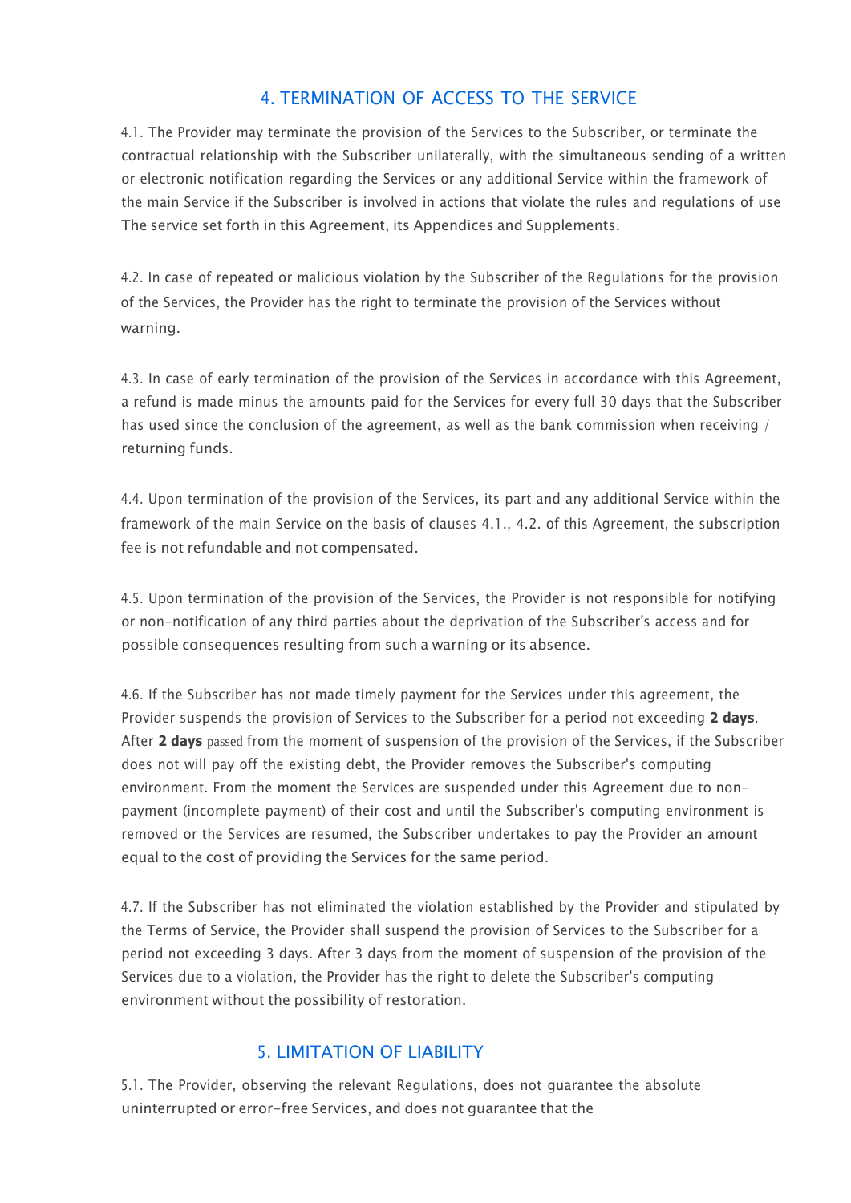## 4. TERMINATION OF ACCESS TO THE SERVICE

4.1. The Provider may terminate the provision of the Services to the Subscriber, or terminate the contractual relationship with the Subscriber unilaterally, with the simultaneous sending of a written or electronic notification regarding the Services or any additional Service within the framework of the main Service if the Subscriber is involved in actions that violate the rules and regulations of use The service set forth in this Agreement, its Appendices and Supplements.

4.2. In case of repeated or malicious violation by the Subscriber of the Regulations for the provision of the Services, the Provider has the right to terminate the provision of the Services without warning.

4.3. In case of early termination of the provision of the Services in accordance with this Agreement, a refund is made minus the amounts paid for the Services for every full 30 days that the Subscriber has used since the conclusion of the agreement, as well as the bank commission when receiving / returning funds.

4.4. Upon termination of the provision of the Services, its part and any additional Service within the framework of the main Service on the basis of clauses 4.1., 4.2. of this Agreement, the subscription fee is not refundable and not compensated.

4.5. Upon termination of the provision of the Services, the Provider is not responsible for notifying or non-notification of any third parties about the deprivation of the Subscriber's access and for possible consequences resulting from such a warning or its absence.

4.6. If the Subscriber has not made timely payment for the Services under this agreement, the Provider suspends the provision of Services to the Subscriber for a period not exceeding **2 days**. After **2 days** passed from the moment of suspension of the provision of the Services, if the Subscriber does not will pay off the existing debt, the Provider removes the Subscriber's computing environment. From the moment the Services are suspended under this Agreement due to non-payment (incomplete payment) of their cost and until the Subscriber's computing environment is removed or the Services are resumed, the Subscriber undertakes to pay the Provider an amount equal to the cost of providing the Services for the same period.

4.7. If the Subscriber has not eliminated the violation established by the Provider and stipulated by the Terms of Service, the Provider shall suspend the provision of Services to the Subscriber for a period not exceeding 3 days. After 3 days from the moment of suspension of the provision of the Services due to a violation, the Provider has the right to delete the Subscriber's computing environment without the possibility of restoration.

## 5. LIMITATION OF LIABILITY

5.1. The Provider, observing the relevant Regulations, does not guarantee the absolute uninterrupted or error-free Services, and does not guarantee that the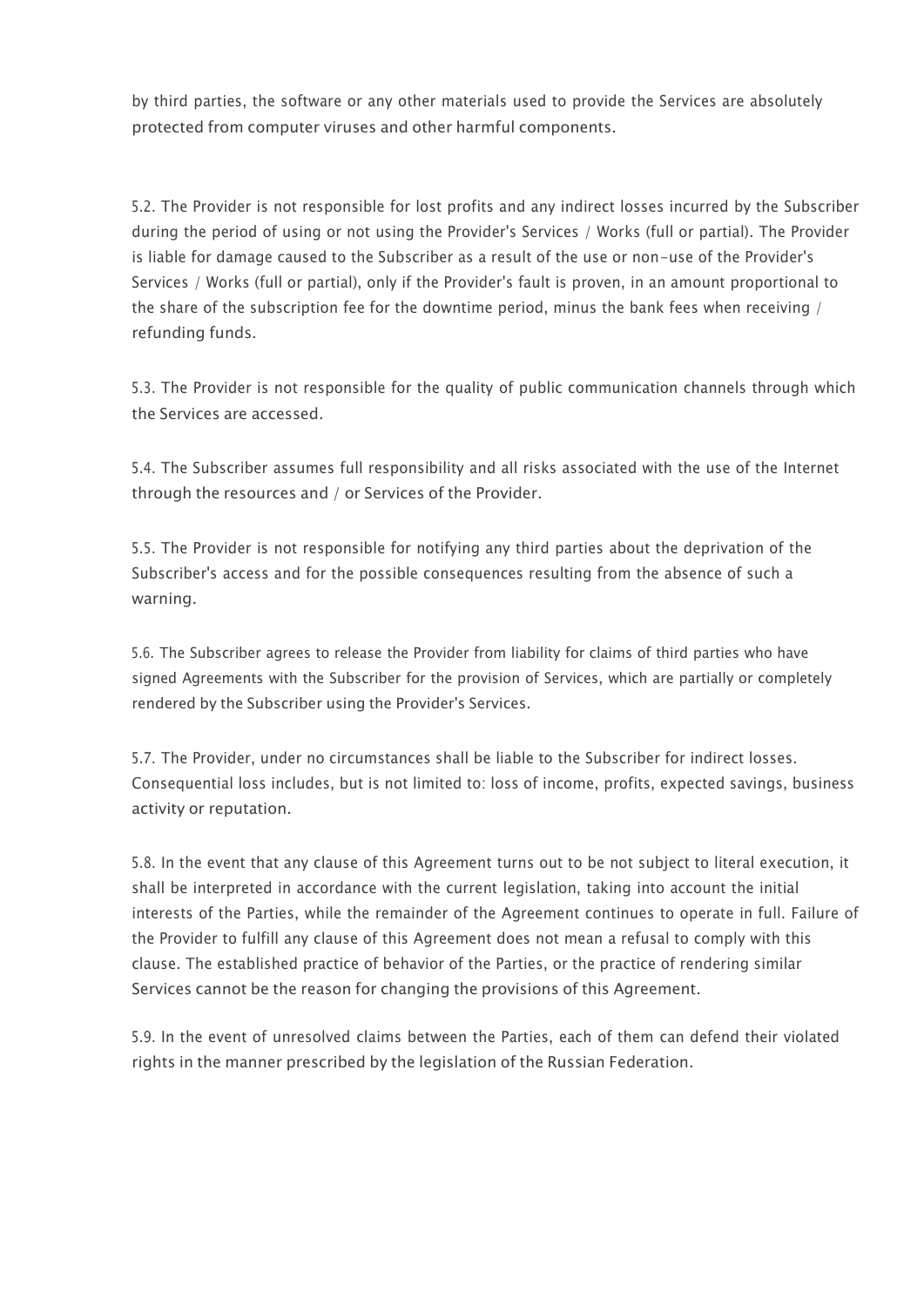by third parties, the software or any other materials used to provide the Services are absolutely protected from computer viruses and other harmful components.

5.2. The Provider is not responsible for lost profits and any indirect losses incurred by the Subscriber during the period of using or not using the Provider's Services / Works (full or partial). The Provider is liable for damage caused to the Subscriber as a result of the use or non-use of the Provider's Services / Works (full or partial), only if the Provider's fault is proven, in an amount proportional to the share of the subscription fee for the downtime period, minus the bank fees when receiving / refunding funds.

5.3. The Provider is not responsible for the quality of public communication channels through which the Services are accessed.

5.4. The Subscriber assumes full responsibility and all risks associated with the use of the Internet through the resources and / or Services of the Provider.

5.5. The Provider is not responsible for notifying any third parties about the deprivation of the Subscriber's access and for the possible consequences resulting from the absence of such a warning.

5.6. The Subscriber agrees to release the Provider from liability for claims of third parties who have signed Agreements with the Subscriber for the provision of Services, which are partially or completely rendered by the Subscriber using the Provider's Services.

5.7. The Provider, under no circumstances shall be liable to the Subscriber for indirect losses. Consequential loss includes, but is not limited to: loss of income, profits, expected savings, business activity or reputation.

5.8. In the event that any clause of this Agreement turns out to be not subject to literal execution, it shall be interpreted in accordance with the current legislation, taking into account the initial interests of the Parties, while the remainder of the Agreement continues to operate in full. Failure of the Provider to fulfill any clause of this Agreement does not mean a refusal to comply with this clause. The established practice of behavior of the Parties, or the practice of rendering similar Services cannot be the reason for changing the provisions of this Agreement.

5.9. In the event of unresolved claims between the Parties, each of them can defend their violated rights in the manner prescribed by the legislation of the Russian Federation.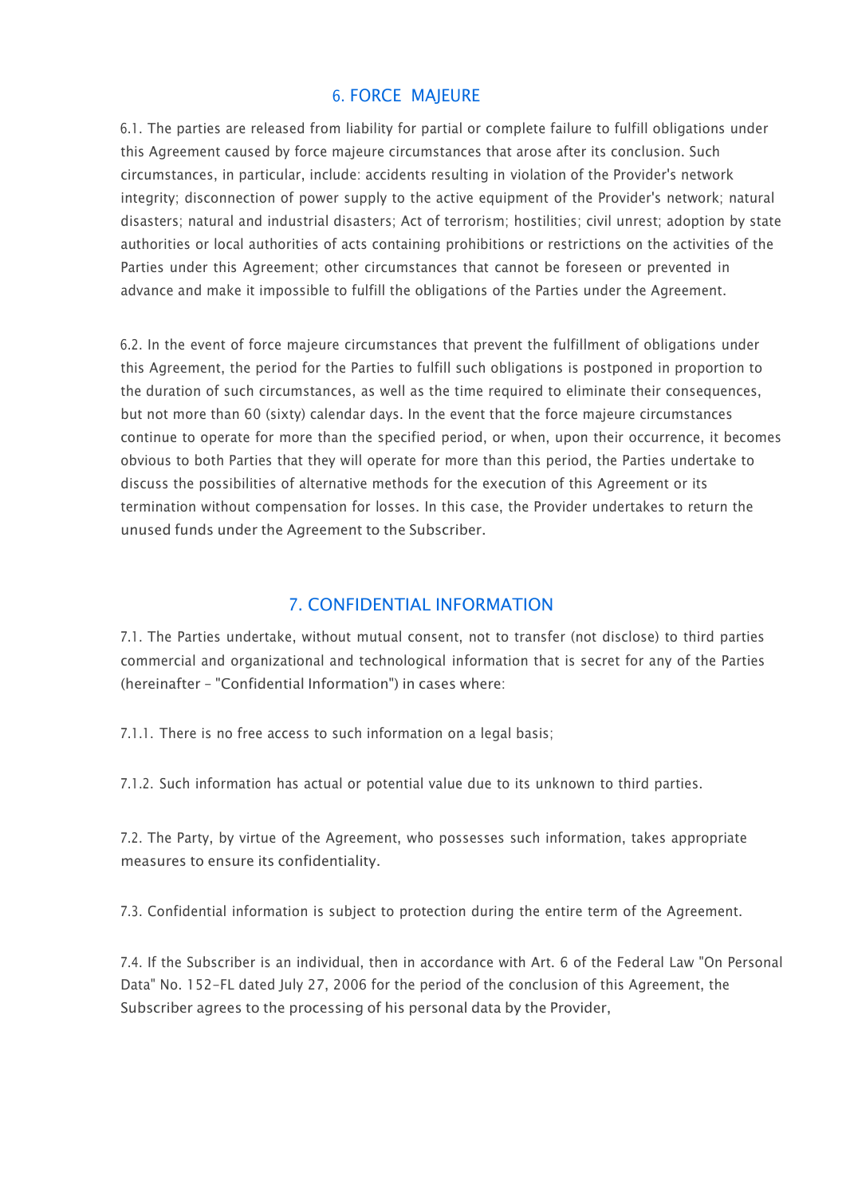## 6. FORCE MAJEURE

6.1. The parties are released from liability for partial or complete failure to fulfill obligations under this Agreement caused by force majeure circumstances that arose after its conclusion. Such circumstances, in particular, include: accidents resulting in violation of the Provider's network integrity; disconnection of power supply to the active equipment of the Provider's network; natural disasters; natural and industrial disasters; Act of terrorism; hostilities; civil unrest; adoption by state authorities or local authorities of acts containing prohibitions or restrictions on the activities of the Parties under this Agreement; other circumstances that cannot be foreseen or prevented in advance and make it impossible to fulfill the obligations of the Parties under the Agreement.

6.2. In the event of force majeure circumstances that prevent the fulfillment of obligations under this Agreement, the period for the Parties to fulfill such obligations is postponed in proportion to the duration of such circumstances, as well as the time required to eliminate their consequences, but not more than 60 (sixty) calendar days. In the event that the force majeure circumstances continue to operate for more than the specified period, or when, upon their occurrence, it becomes obvious to both Parties that they will operate for more than this period, the Parties undertake to discuss the possibilities of alternative methods for the execution of this Agreement or its termination without compensation for losses. In this case, the Provider undertakes to return the unused funds under the Agreement to the Subscriber.

## 7. CONFIDENTIAL INFORMATION

7.1. The Parties undertake, without mutual consent, not to transfer (not disclose) to third parties commercial and organizational and technological information that is secret for any of the Parties (hereinafter - "Confidential Information") in cases where:

7.1.1. There is no free access to such information on a legal basis;

7.1.2. Such information has actual or potential value due to its unknown to third parties.

7.2. The Party, by virtue of the Agreement, who possesses such information, takes appropriate measures to ensure its confidentiality.

7.3. Confidential information is subject to protection during the entire term of the Agreement.

7.4. If the Subscriber is an individual, then in accordance with Art. 6 of the Federal Law "On Personal Data" No. 152-FL dated July 27, 2006 for the period of the conclusion of this Agreement, the Subscriber agrees to the processing of his personal data by the Provider,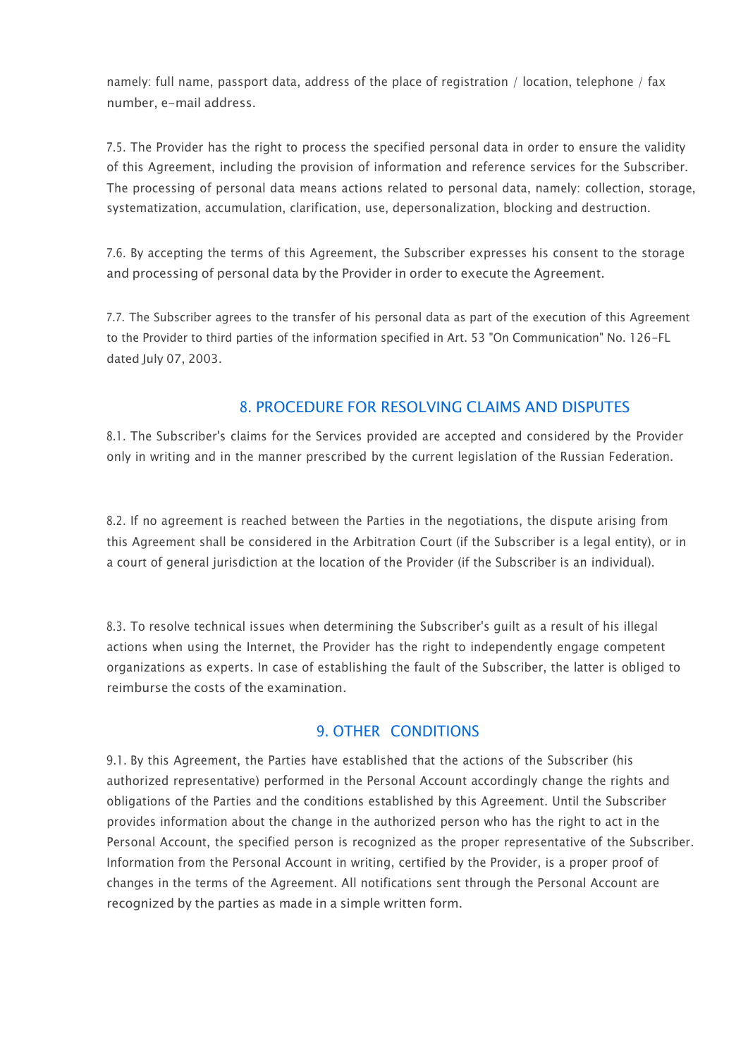namely: full name, passport data, address of the place of registration / location, telephone / fax number, e-mail address.

7.5. The Provider has the right to process the specified personal data in order to ensure the validity of this Agreement, including the provision of information and reference services for the Subscriber. The processing of personal data means actions related to personal data, namely: collection, storage, systematization, accumulation, clarification, use, depersonalization, blocking and destruction.

7.6. By accepting the terms of this Agreement, the Subscriber expresses his consent to the storage and processing of personal data by the Provider in order to execute the Agreement.

7.7. The Subscriber agrees to the transfer of his personal data as part of the execution of this Agreement to the Provider to third parties of the information specified in Art. 53 "On Communication" No. 126-FL dated July 07, 2003.

## 8. PROCEDURE FOR RESOLVING CLAIMS AND DISPUTES

8.1. The Subscriber's claims for the Services provided are accepted and considered by the Provider only in writing and in the manner prescribed by the current legislation of the Russian Federation.

8.2. If no agreement is reached between the Parties in the negotiations, the dispute arising from this Agreement shall be considered in the Arbitration Court (if the Subscriber is a legal entity), or in a court of general jurisdiction at the location of the Provider (if the Subscriber is an individual).

8.3. To resolve technical issues when determining the Subscriber's guilt as a result of his illegal actions when using the Internet, the Provider has the right to independently engage competent organizations as experts. In case of establishing the fault of the Subscriber, the latter is obliged to reimburse the costs of the examination.

## 9. OTHER CONDITIONS

9.1. By this Agreement, the Parties have established that the actions of the Subscriber (his authorized representative) performed in the Personal Account accordingly change the rights and obligations of the Parties and the conditions established by this Agreement. Until the Subscriber provides information about the change in the authorized person who has the right to act in the Personal Account, the specified person is recognized as the proper representative of the Subscriber. Information from the Personal Account in writing, certified by the Provider, is a proper proof of changes in the terms of the Agreement. All notifications sent through the Personal Account are recognized by the parties as made in a simple written form.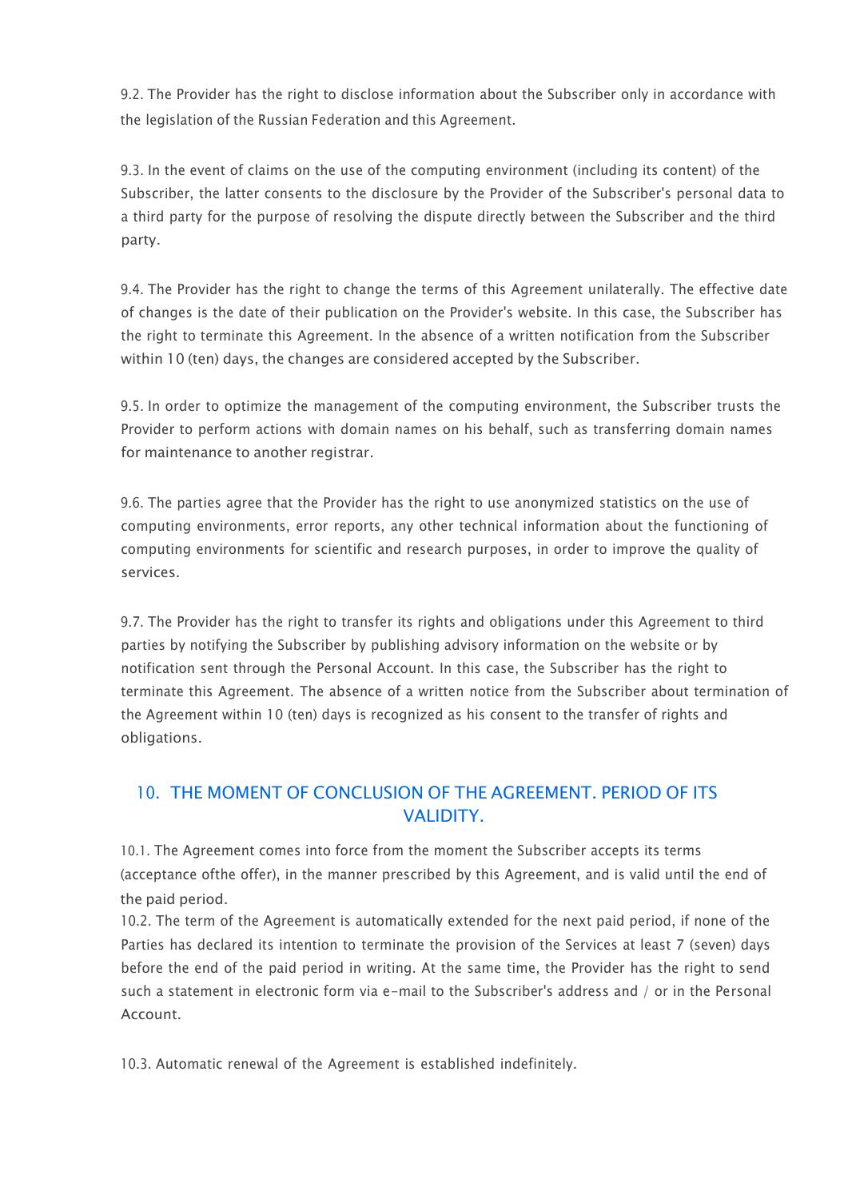9.2. The Provider has the right to disclose information about the Subscriber only in accordance with the legislation of the Russian Federation and this Agreement.

9.3. In the event of claims on the use of the computing environment (including its content) of the Subscriber, the latter consents to the disclosure by the Provider of the Subscriber's personal data to a third party for the purpose of resolving the dispute directly between the Subscriber and the third party.

9.4. The Provider has the right to change the terms of this Agreement unilaterally. The effective date of changes is the date of their publication on the Provider's website. In this case, the Subscriber has the right to terminate this Agreement. In the absence of a written notification from the Subscriber within 10 (ten) days, the changes are considered accepted by the Subscriber.

9.5. In order to optimize the management of the computing environment, the Subscriber trusts the Provider to perform actions with domain names on his behalf, such as transferring domain names for maintenance to another registrar.

9.6. The parties agree that the Provider has the right to use anonymized statistics on the use of computing environments, error reports, any other technical information about the functioning of computing environments for scientific and research purposes, in order to improve the quality of services.

9.7. The Provider has the right to transfer its rights and obligations under this Agreement to third parties by notifying the Subscriber by publishing advisory information on the website or by notification sent through the Personal Account. In this case, the Subscriber has the right to terminate this Agreement. The absence of a written notice from the Subscriber about termination of the Agreement within 10 (ten) days is recognized as his consent to the transfer of rights and obligations.

## 10. THE MOMENT OF CONCLUSION OF THE AGREEMENT. PERIOD OF ITS VALIDITY.

10.1. The Agreement comes into force from the moment the Subscriber accepts its terms (acceptance ofthe offer), in the manner prescribed by this Agreement, and is valid until the end of the paid period.
10.2. The term of the Agreement is automatically extended for the next paid period, if none of the Parties has declared its intention to terminate the provision of the Services at least 7 (seven) days before the end of the paid period in writing. At the same time, the Provider has the right to send such a statement in electronic form via e-mail to the Subscriber's address and / or in the Personal Account.

10.3. Automatic renewal of the Agreement is established indefinitely.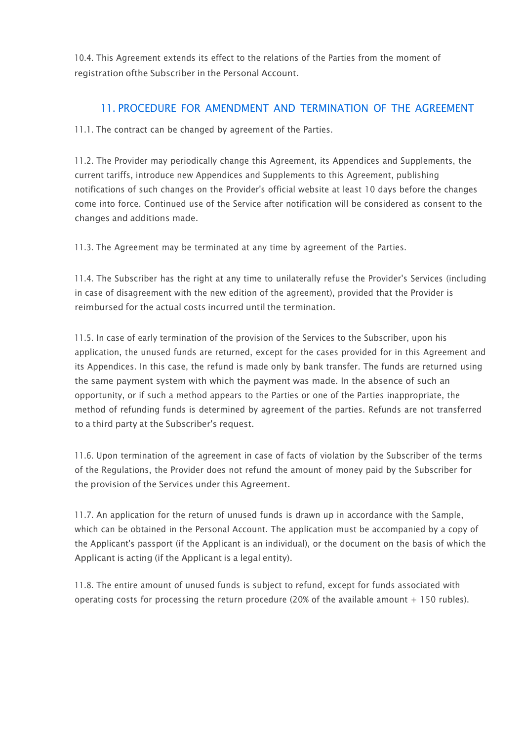10.4. This Agreement extends its effect to the relations of the Parties from the moment of registration ofthe Subscriber in the Personal Account.

## 11. PROCEDURE FOR AMENDMENT AND TERMINATION OF THE AGREEMENT

11.1. The contract can be changed by agreement of the Parties.

11.2. The Provider may periodically change this Agreement, its Appendices and Supplements, the current tariffs, introduce new Appendices and Supplements to this Agreement, publishing notifications of such changes on the Provider's official website at least 10 days before the changes come into force. Continued use of the Service after notification will be considered as consent to the changes and additions made.

11.3. The Agreement may be terminated at any time by agreement of the Parties.

11.4. The Subscriber has the right at any time to unilaterally refuse the Provider's Services (including in case of disagreement with the new edition of the agreement), provided that the Provider is reimbursed for the actual costs incurred until the termination.

11.5. In case of early termination of the provision of the Services to the Subscriber, upon his application, the unused funds are returned, except for the cases provided for in this Agreement and its Appendices. In this case, the refund is made only by bank transfer. The funds are returned using the same payment system with which the payment was made. In the absence of such an opportunity, or if such a method appears to the Parties or one of the Parties inappropriate, the method of refunding funds is determined by agreement of the parties. Refunds are not transferred to a third party at the Subscriber's request.

11.6. Upon termination of the agreement in case of facts of violation by the Subscriber of the terms of the Regulations, the Provider does not refund the amount of money paid by the Subscriber for the provision of the Services under this Agreement.

11.7. An application for the return of unused funds is drawn up in accordance with the Sample, which can be obtained in the Personal Account. The application must be accompanied by a copy of the Applicant's passport (if the Applicant is an individual), or the document on the basis of which the Applicant is acting (if the Applicant is a legal entity).

11.8. The entire amount of unused funds is subject to refund, except for funds associated with operating costs for processing the return procedure (20% of the available amount + 150 rubles).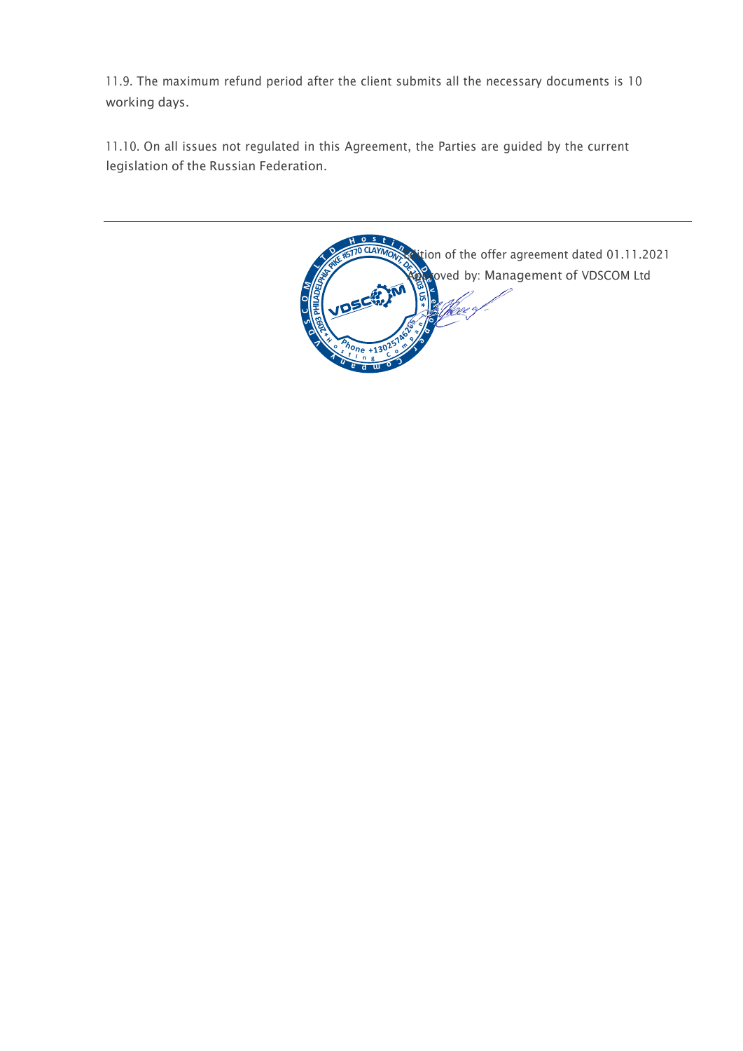11.9. The maximum refund period after the client submits all the necessary documents is 10 working days.

11.10. On all issues not regulated in this Agreement, the Parties are guided by the current legislation of the Russian Federation.

---

Edition of the offer agreement dated 01.11.2021

Approved by: Management of VDSCOM Ltd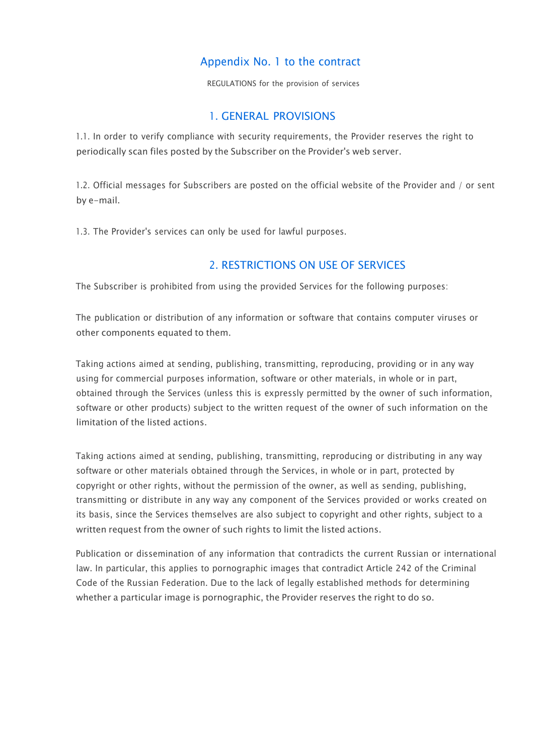# Appendix No. 1 to the contract

REGULATIONS for the provision of services

## 1. GENERAL PROVISIONS

1.1. In order to verify compliance with security requirements, the Provider reserves the right to periodically scan files posted by the Subscriber on the Provider's web server.

1.2. Official messages for Subscribers are posted on the official website of the Provider and / or sent by e-mail.

1.3. The Provider's services can only be used for lawful purposes.

## 2. RESTRICTIONS ON USE OF SERVICES

The Subscriber is prohibited from using the provided Services for the following purposes:

The publication or distribution of any information or software that contains computer viruses or other components equated to them.

Taking actions aimed at sending, publishing, transmitting, reproducing, providing or in any way using for commercial purposes information, software or other materials, in whole or in part, obtained through the Services (unless this is expressly permitted by the owner of such information, software or other products) subject to the written request of the owner of such information on the limitation of the listed actions.

Taking actions aimed at sending, publishing, transmitting, reproducing or distributing in any way software or other materials obtained through the Services, in whole or in part, protected by copyright or other rights, without the permission of the owner, as well as sending, publishing, transmitting or distribute in any way any component of the Services provided or works created on its basis, since the Services themselves are also subject to copyright and other rights, subject to a written request from the owner of such rights to limit the listed actions.

Publication or dissemination of any information that contradicts the current Russian or international law. In particular, this applies to pornographic images that contradict Article 242 of the Criminal Code of the Russian Federation. Due to the lack of legally established methods for determining whether a particular image is pornographic, the Provider reserves the right to do so.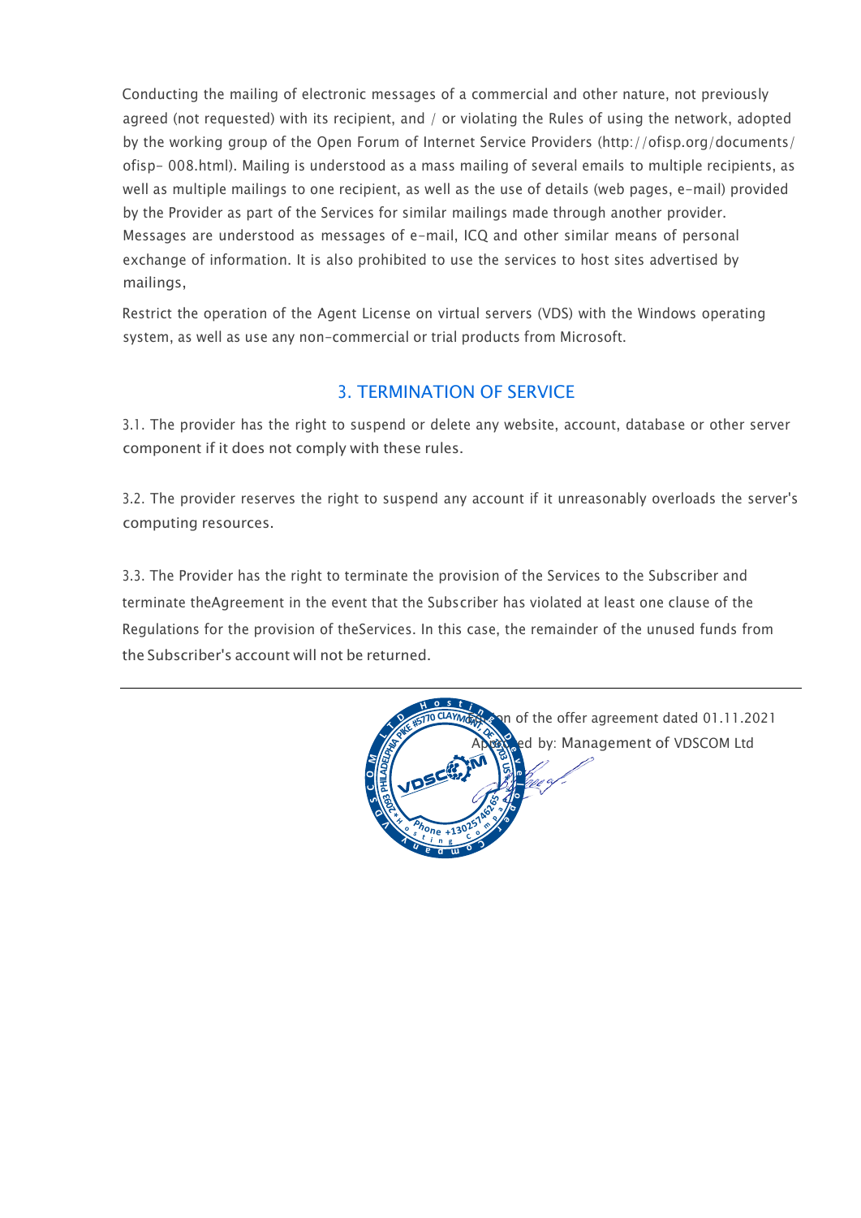Conducting the mailing of electronic messages of a commercial and other nature, not previously agreed (not requested) with its recipient, and / or violating the Rules of using the network, adopted by the working group of the Open Forum of Internet Service Providers (http://ofisp.org/documents/ofisp- 008.html). Mailing is understood as a mass mailing of several emails to multiple recipients, as well as multiple mailings to one recipient, as well as the use of details (web pages, e-mail) provided by the Provider as part of the Services for similar mailings made through another provider. Messages are understood as messages of e-mail, ICQ and other similar means of personal exchange of information. It is also prohibited to use the services to host sites advertised by mailings,

Restrict the operation of the Agent License on virtual servers (VDS) with the Windows operating system, as well as use any non-commercial or trial products from Microsoft.

## 3. TERMINATION OF SERVICE

3.1. The provider has the right to suspend or delete any website, account, database or other server component if it does not comply with these rules.

3.2. The provider reserves the right to suspend any account if it unreasonably overloads the server's computing resources.

3.3. The Provider has the right to terminate the provision of the Services to the Subscriber and terminate theAgreement in the event that the Subscriber has violated at least one clause of the Regulations for the provision of theServices. In this case, the remainder of the unused funds from the Subscriber's account will not be returned.

---

Edition of the offer agreement dated 01.11.2021

Approved by: Management of VDSCOM Ltd